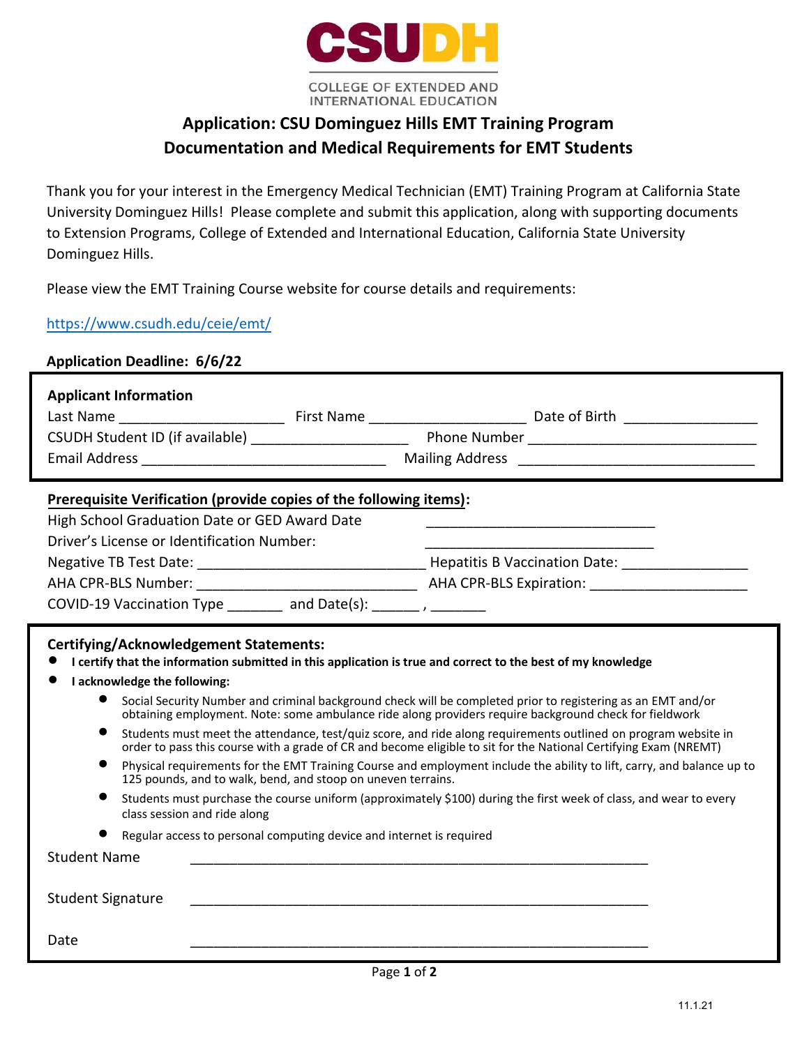CSUDH

COLLEGE OF EXTENDED AND INTERNATIONAL EDUCATION

# Application: CSU Dominguez Hills EMT Training Program
## Documentation and Medical Requirements for EMT Students

Thank you for your interest in the Emergency Medical Technician (EMT) Training Program at California State University Dominguez Hills! Please complete and submit this application, along with supporting documents to Extension Programs, College of Extended and International Education, California State University Dominguez Hills.

Please view the EMT Training Course website for course details and requirements:

https://www.csudh.edu/ceie/emt/

**Application Deadline: 6/6/22**

**Applicant Information**

Last Name ____________________ First Name ___________________ Date of Birth ________________

CSUDH Student ID (if available) ___________________ Phone Number ___________________________

Email Address ______________________________ Mailing Address ____________________________

**Prerequisite Verification (provide copies of the following items):**

High School Graduation Date or GED Award Date ____________________________

Driver's License or Identification Number: ____________________________

Negative TB Test Date: ____________________________ Hepatitis B Vaccination Date: _______________

AHA CPR-BLS Number: ___________________________ AHA CPR-BLS Expiration: ___________________

COVID-19 Vaccination Type _______ and Date(s): ______ , _______

**Certifying/Acknowledgement Statements:**

- **I certify that the information submitted in this application is true and correct to the best of my knowledge**
- **I acknowledge the following:**
  - Social Security Number and criminal background check will be completed prior to registering as an EMT and/or obtaining employment. Note: some ambulance ride along providers require background check for fieldwork
  - Students must meet the attendance, test/quiz score, and ride along requirements outlined on program website in order to pass this course with a grade of CR and become eligible to sit for the National Certifying Exam (NREMT)
  - Physical requirements for the EMT Training Course and employment include the ability to lift, carry, and balance up to 125 pounds, and to walk, bend, and stoop on uneven terrains.
  - Students must purchase the course uniform (approximately $100) during the first week of class, and wear to every class session and ride along
  - Regular access to personal computing device and internet is required

Student Name ____________________________________________________________

Student Signature ____________________________________________________________

Date ____________________________________________________________

11.1.21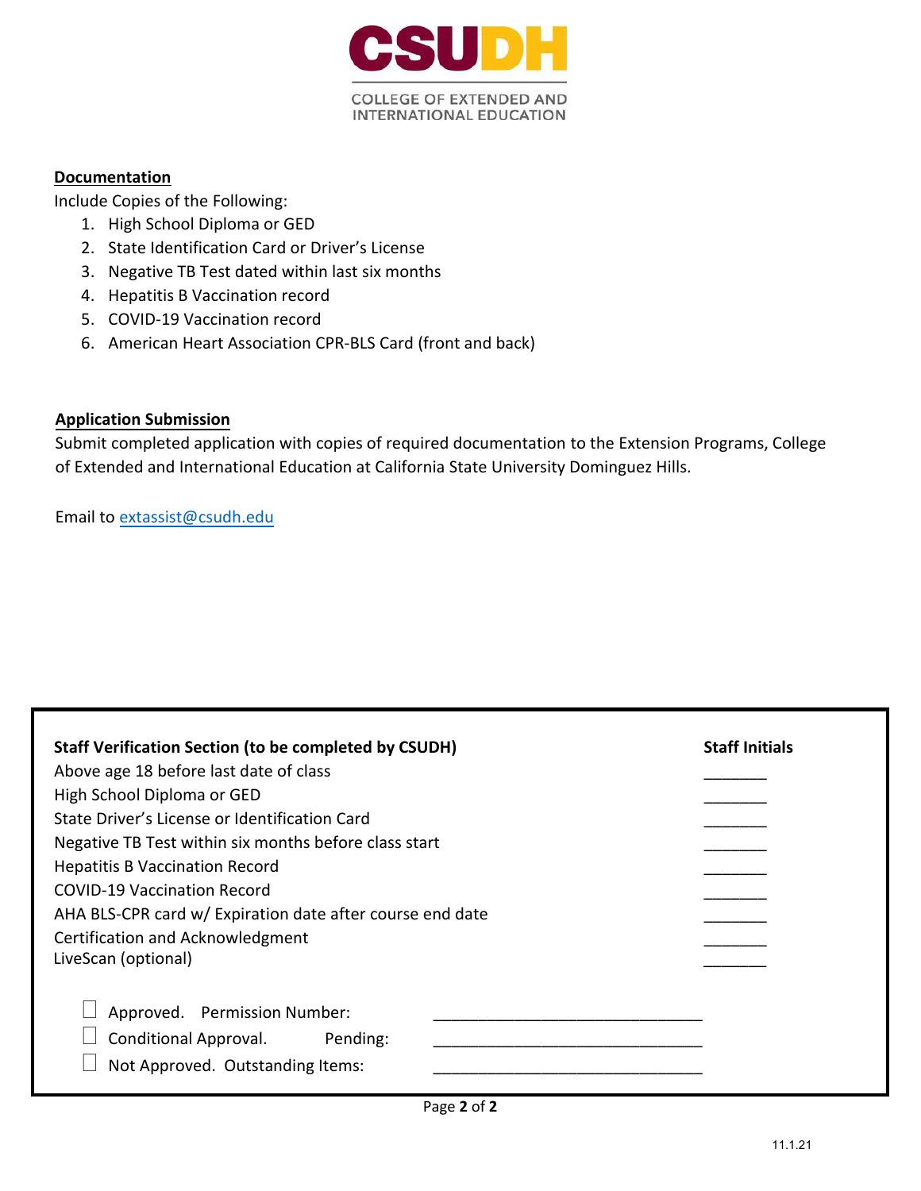CSUDH

COLLEGE OF EXTENDED AND INTERNATIONAL EDUCATION

**Documentation**

Include Copies of the Following:

1. High School Diploma or GED
2. State Identification Card or Driver's License
3. Negative TB Test dated within last six months
4. Hepatitis B Vaccination record
5. COVID-19 Vaccination record
6. American Heart Association CPR-BLS Card (front and back)

**Application Submission**

Submit completed application with copies of required documentation to the Extension Programs, College of Extended and International Education at California State University Dominguez Hills.

Email to extassist@csudh.edu

| **Staff Verification Section (to be completed by CSUDH)** | **Staff Initials** |
| --- | --- |
| Above age 18 before last date of class | _______ |
| High School Diploma or GED | _______ |
| State Driver's License or Identification Card | _______ |
| Negative TB Test within six months before class start | _______ |
| Hepatitis B Vaccination Record | _______ |
| COVID-19 Vaccination Record | _______ |
| AHA BLS-CPR card w/ Expiration date after course end date | _______ |
| Certification and Acknowledgment | _______ |
| LiveScan (optional) | _______ |

☐ Approved. Permission Number: ______________________________

☐ Conditional Approval. Pending: ______________________________

☐ Not Approved. Outstanding Items: ______________________________

11.1.21